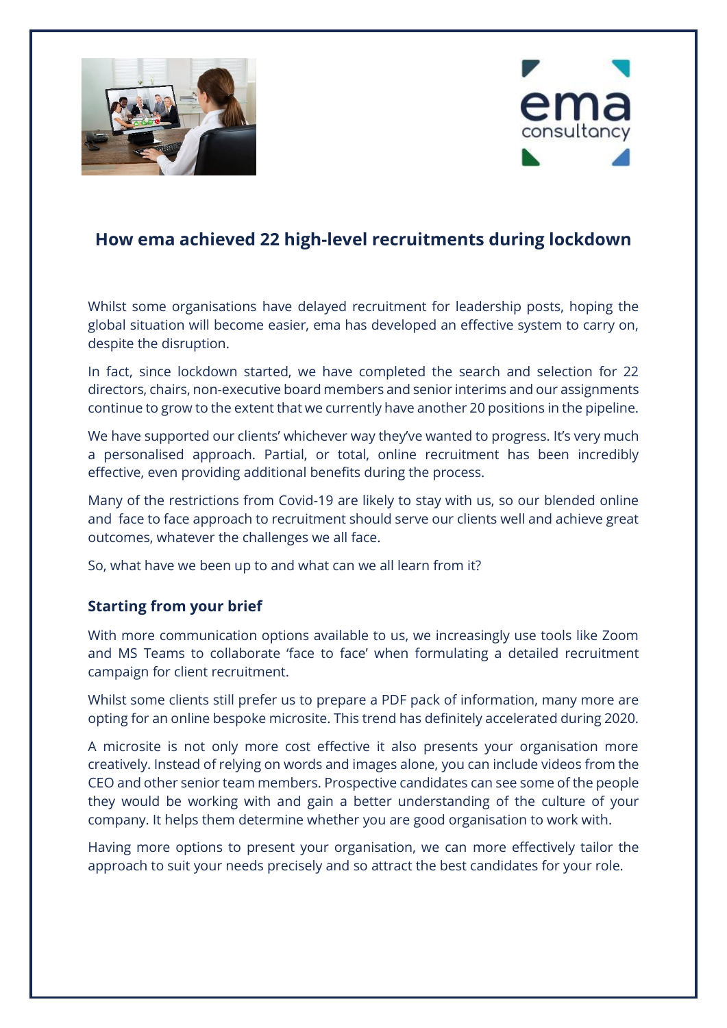## How ema achieved 22 high-level recruitments during lockdown

Whilst some organisations have delayed recruitment for leadership posts, hoping the global situation will become easier, ema has developed an effective system to carry on, despite the disruption.

In fact, since lockdown started, we have completed the search and selection for 22 directors, chairs, non-executive board members and senior interims and our assignments continue to grow to the extent that we currently have another 20 positions in the pipeline.

We have supported our clients' whichever way they've wanted to progress. It's very much a personalised approach. Partial, or total, online recruitment has been incredibly effective, even providing additional benefits during the process.

Many of the restrictions from Covid-19 are likely to stay with us, so our blended online and face to face approach to recruitment should serve our clients well and achieve great outcomes, whatever the challenges we all face.

So, what have we been up to and what can we all learn from it?

### Starting from your brief

With more communication options available to us, we increasingly use tools like Zoom and MS Teams to collaborate 'face to face' when formulating a detailed recruitment campaign for client recruitment.

Whilst some clients still prefer us to prepare a PDF pack of information, many more are opting for an online bespoke microsite. This trend has definitely accelerated during 2020.

A microsite is not only more cost effective it also presents your organisation more creatively. Instead of relying on words and images alone, you can include videos from the CEO and other senior team members. Prospective candidates can see some of the people they would be working with and gain a better understanding of the culture of your company. It helps them determine whether you are good organisation to work with.

Having more options to present your organisation, we can more effectively tailor the approach to suit your needs precisely and so attract the best candidates for your role.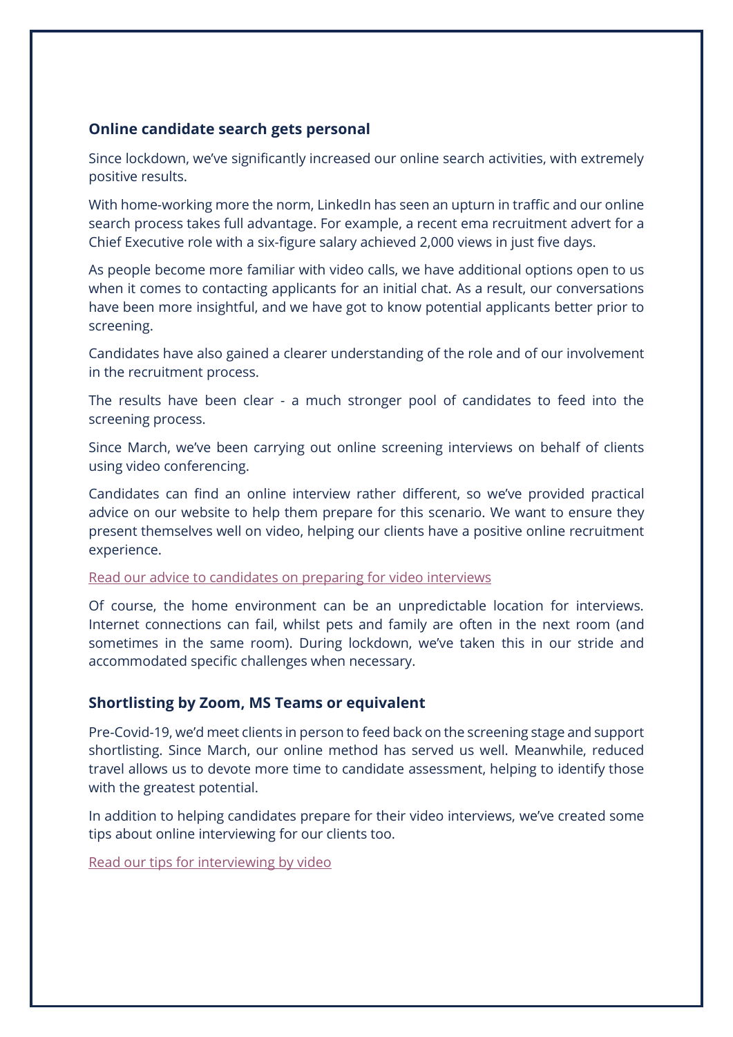## Online candidate search gets personal

Since lockdown, we've significantly increased our online search activities, with extremely positive results.

With home-working more the norm, LinkedIn has seen an upturn in traffic and our online search process takes full advantage. For example, a recent ema recruitment advert for a Chief Executive role with a six-figure salary achieved 2,000 views in just five days.

As people become more familiar with video calls, we have additional options open to us when it comes to contacting applicants for an initial chat. As a result, our conversations have been more insightful, and we have got to know potential applicants better prior to screening.

Candidates have also gained a clearer understanding of the role and of our involvement in the recruitment process.

The results have been clear - a much stronger pool of candidates to feed into the screening process.

Since March, we've been carrying out online screening interviews on behalf of clients using video conferencing.

Candidates can find an online interview rather different, so we've provided practical advice on our website to help them prepare for this scenario. We want to ensure they present themselves well on video, helping our clients have a positive online recruitment experience.

Read our advice to candidates on preparing for video interviews

Of course, the home environment can be an unpredictable location for interviews. Internet connections can fail, whilst pets and family are often in the next room (and sometimes in the same room). During lockdown, we've taken this in our stride and accommodated specific challenges when necessary.

## Shortlisting by Zoom, MS Teams or equivalent

Pre-Covid-19, we'd meet clients in person to feed back on the screening stage and support shortlisting. Since March, our online method has served us well. Meanwhile, reduced travel allows us to devote more time to candidate assessment, helping to identify those with the greatest potential.

In addition to helping candidates prepare for their video interviews, we've created some tips about online interviewing for our clients too.

Read our tips for interviewing by video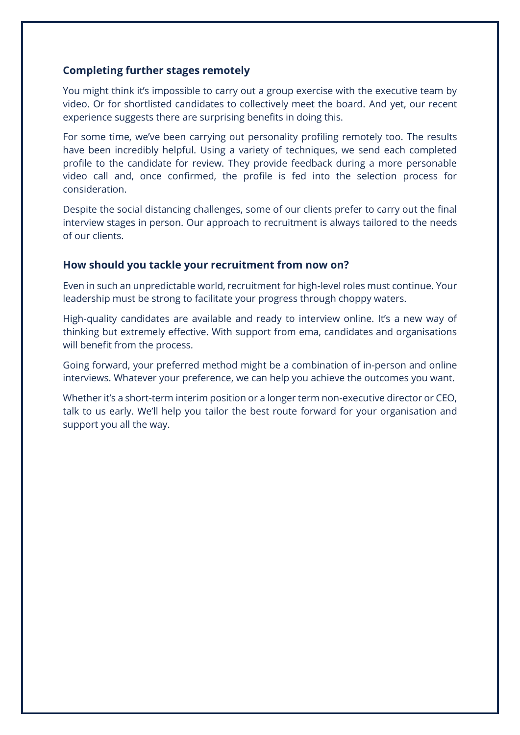## Completing further stages remotely

You might think it's impossible to carry out a group exercise with the executive team by video. Or for shortlisted candidates to collectively meet the board. And yet, our recent experience suggests there are surprising benefits in doing this.

For some time, we've been carrying out personality profiling remotely too. The results have been incredibly helpful. Using a variety of techniques, we send each completed profile to the candidate for review. They provide feedback during a more personable video call and, once confirmed, the profile is fed into the selection process for consideration.

Despite the social distancing challenges, some of our clients prefer to carry out the final interview stages in person. Our approach to recruitment is always tailored to the needs of our clients.

## How should you tackle your recruitment from now on?

Even in such an unpredictable world, recruitment for high-level roles must continue. Your leadership must be strong to facilitate your progress through choppy waters.

High-quality candidates are available and ready to interview online. It's a new way of thinking but extremely effective. With support from ema, candidates and organisations will benefit from the process.

Going forward, your preferred method might be a combination of in-person and online interviews. Whatever your preference, we can help you achieve the outcomes you want.

Whether it's a short-term interim position or a longer term non-executive director or CEO, talk to us early. We'll help you tailor the best route forward for your organisation and support you all the way.